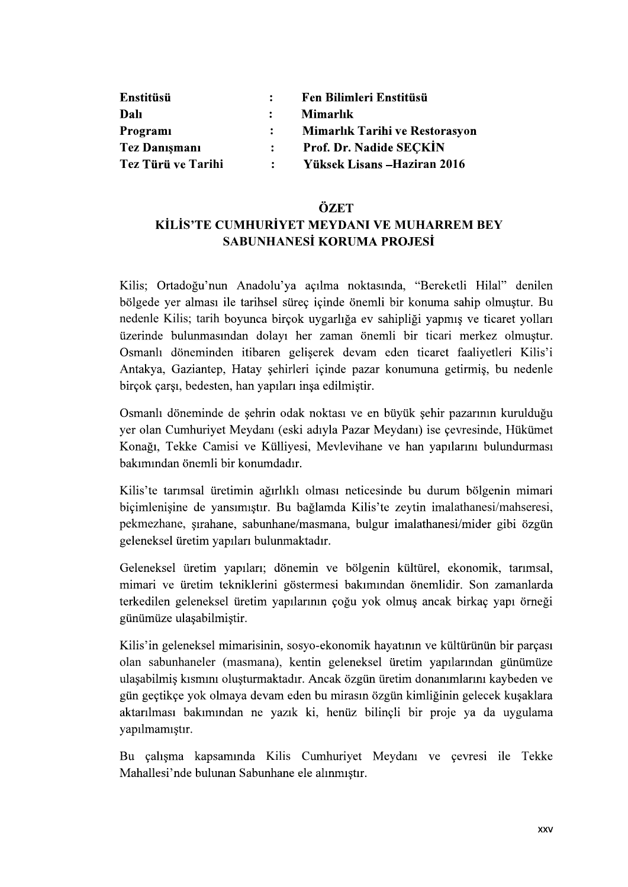| | | |
|---|---|---|
| **Enstitüsü** | **:** | **Fen Bilimleri Enstitüsü** |
| **Dalı** | **:** | **Mimarlık** |
| **Programı** | **:** | **Mimarlık Tarihi ve Restorasyon** |
| **Tez Danışmanı** | **:** | **Prof. Dr. Nadide SEÇKİN** |
| **Tez Türü ve Tarihi** | **:** | **Yüksek Lisans –Haziran 2016** |

## ÖZET

## KİLİS'TE CUMHURİYET MEYDANI VE MUHARREM BEY SABUNHANESİ KORUMA PROJESİ

Kilis; Ortadoğu'nun Anadolu'ya açılma noktasında, "Bereketli Hilal" denilen bölgede yer alması ile tarihsel süreç içinde önemli bir konuma sahip olmuştur. Bu nedenle Kilis; tarih boyunca birçok uygarlığa ev sahipliği yapmış ve ticaret yolları üzerinde bulunmasından dolayı her zaman önemli bir ticari merkez olmuştur. Osmanlı döneminden itibaren gelişerek devam eden ticaret faaliyetleri Kilis'i Antakya, Gaziantep, Hatay şehirleri içinde pazar konumuna getirmiş, bu nedenle birçok çarşı, bedesten, han yapıları inşa edilmiştir.

Osmanlı döneminde de şehrin odak noktası ve en büyük şehir pazarının kurulduğu yer olan Cumhuriyet Meydanı (eski adıyla Pazar Meydanı) ise çevresinde, Hükümet Konağı, Tekke Camisi ve Külliyesi, Mevlevihane ve han yapılarını bulundurması bakımından önemli bir konumdadır.

Kilis'te tarımsal üretimin ağırlıklı olması neticesinde bu durum bölgenin mimari biçimlenişine de yansımıştır. Bu bağlamda Kilis'te zeytin imalathanesi/mahseresi, pekmezhane, şırahane, sabunhane/masmana, bulgur imalathanesi/mider gibi özgün geleneksel üretim yapıları bulunmaktadır.

Geleneksel üretim yapıları; dönemin ve bölgenin kültürel, ekonomik, tarımsal, mimari ve üretim tekniklerini göstermesi bakımından önemlidir. Son zamanlarda terkedilen geleneksel üretim yapılarının çoğu yok olmuş ancak birkaç yapı örneği günümüze ulaşabilmiştir.

Kilis'in geleneksel mimarisinin, sosyo-ekonomik hayatının ve kültürünün bir parçası olan sabunhaneler (masmana), kentin geleneksel üretim yapılarından günümüze ulaşabilmiş kısmını oluşturmaktadır. Ancak özgün üretim donanımlarını kaybeden ve gün geçtikçe yok olmaya devam eden bu mirasın özgün kimliğinin gelecek kuşaklara aktarılması bakımından ne yazık ki, henüz bilinçli bir proje ya da uygulama yapılmamıştır.

Bu çalışma kapsamında Kilis Cumhuriyet Meydanı ve çevresi ile Tekke Mahallesi'nde bulunan Sabunhane ele alınmıştır.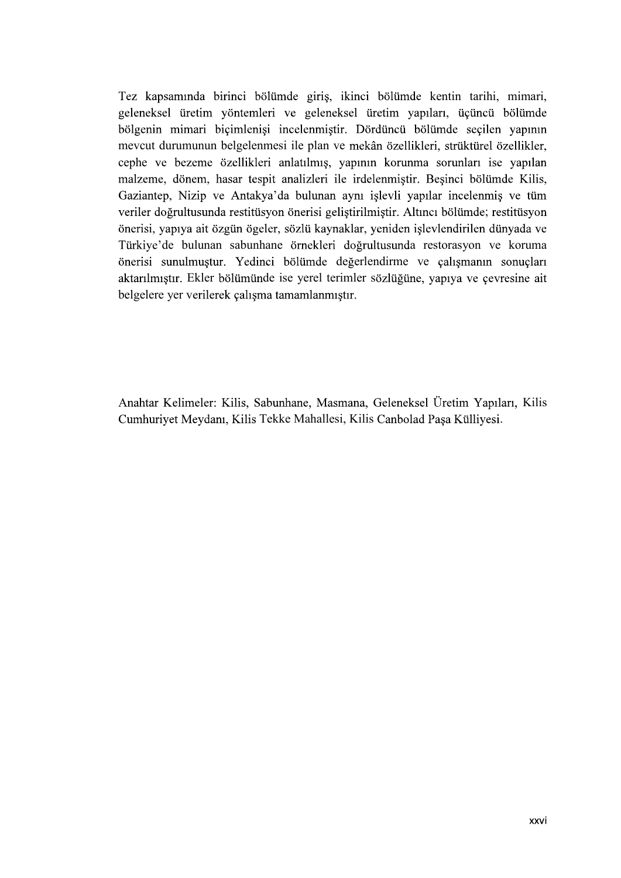Tez kapsamında birinci bölümde giriş, ikinci bölümde kentin tarihi, mimari, geleneksel üretim yöntemleri ve geleneksel üretim yapıları, üçüncü bölümde bölgenin mimari biçimlenişi incelenmiştir. Dördüncü bölümde seçilen yapının mevcut durumunun belgelenmesi ile plan ve mekân özellikleri, strüktürel özellikler, cephe ve bezeme özellikleri anlatılmış, yapının korunma sorunları ise yapılan malzeme, dönem, hasar tespit analizleri ile irdelenmiştir. Beşinci bölümde Kilis, Gaziantep, Nizip ve Antakya'da bulunan aynı işlevli yapılar incelenmiş ve tüm veriler doğrultusunda restitüsyon önerisi geliştirilmiştir. Altıncı bölümde; restitüsyon önerisi, yapıya ait özgün ögeler, sözlü kaynaklar, yeniden işlevlendirilen dünyada ve Türkiye'de bulunan sabunhane örnekleri doğrultusunda restorasyon ve koruma önerisi sunulmuştur. Yedinci bölümde değerlendirme ve çalışmanın sonuçları aktarılmıştır. Ekler bölümünde ise yerel terimler sözlüğüne, yapıya ve çevresine ait belgelere yer verilerek çalışma tamamlanmıştır.

Anahtar Kelimeler: Kilis, Sabunhane, Masmana, Geleneksel Üretim Yapıları, Kilis Cumhuriyet Meydanı, Kilis Tekke Mahallesi, Kilis Canbolad Paşa Külliyesi.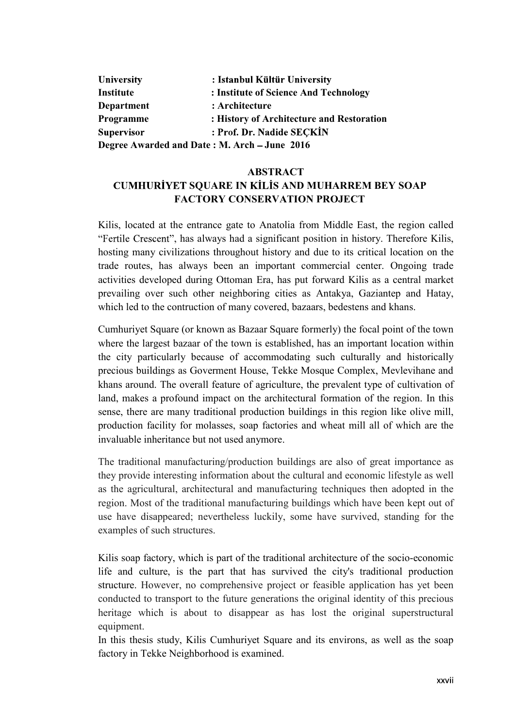**University** : **Istanbul Kültür University**
**Institute** : **Institute of Science And Technology**
**Department** : **Architecture**
**Programme** : **History of Architecture and Restoration**
**Supervisor** : **Prof. Dr. Nadide SEÇKİN**
**Degree Awarded and Date : M. Arch – June 2016**

## ABSTRACT

## CUMHURİYET SQUARE IN KİLİS AND MUHARREM BEY SOAP FACTORY CONSERVATION PROJECT

Kilis, located at the entrance gate to Anatolia from Middle East, the region called "Fertile Crescent", has always had a significant position in history. Therefore Kilis, hosting many civilizations throughout history and due to its critical location on the trade routes, has always been an important commercial center. Ongoing trade activities developed during Ottoman Era, has put forward Kilis as a central market prevailing over such other neighboring cities as Antakya, Gaziantep and Hatay, which led to the contruction of many covered, bazaars, bedestens and khans.

Cumhuriyet Square (or known as Bazaar Square formerly) the focal point of the town where the largest bazaar of the town is established, has an important location within the city particularly because of accommodating such culturally and historically precious buildings as Goverment House, Tekke Mosque Complex, Mevlevihane and khans around. The overall feature of agriculture, the prevalent type of cultivation of land, makes a profound impact on the architectural formation of the region. In this sense, there are many traditional production buildings in this region like olive mill, production facility for molasses, soap factories and wheat mill all of which are the invaluable inheritance but not used anymore.

The traditional manufacturing/production buildings are also of great importance as they provide interesting information about the cultural and economic lifestyle as well as the agricultural, architectural and manufacturing techniques then adopted in the region. Most of the traditional manufacturing buildings which have been kept out of use have disappeared; nevertheless luckily, some have survived, standing for the examples of such structures.

Kilis soap factory, which is part of the traditional architecture of the socio-economic life and culture, is the part that has survived the city's traditional production structure. However, no comprehensive project or feasible application has yet been conducted to transport to the future generations the original identity of this precious heritage which is about to disappear as has lost the original superstructural equipment.

In this thesis study, Kilis Cumhuriyet Square and its environs, as well as the soap factory in Tekke Neighborhood is examined.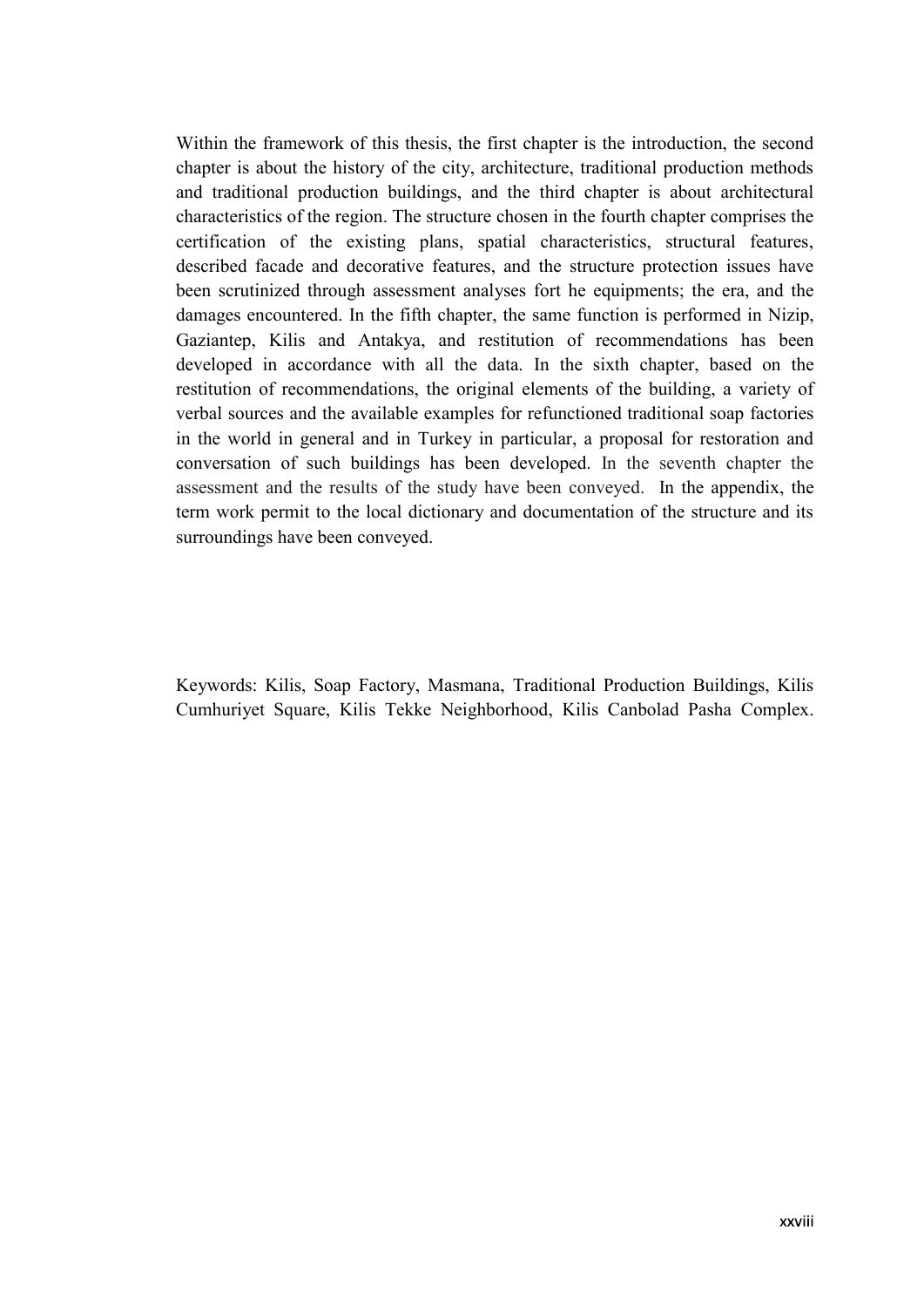Within the framework of this thesis, the first chapter is the introduction, the second chapter is about the history of the city, architecture, traditional production methods and traditional production buildings, and the third chapter is about architectural characteristics of the region. The structure chosen in the fourth chapter comprises the certification of the existing plans, spatial characteristics, structural features, described facade and decorative features, and the structure protection issues have been scrutinized through assessment analyses fort he equipments; the era, and the damages encountered. In the fifth chapter, the same function is performed in Nizip, Gaziantep, Kilis and Antakya, and restitution of recommendations has been developed in accordance with all the data. In the sixth chapter, based on the restitution of recommendations, the original elements of the building, a variety of verbal sources and the available examples for refunctioned traditional soap factories in the world in general and in Turkey in particular, a proposal for restoration and conversation of such buildings has been developed. In the seventh chapter the assessment and the results of the study have been conveyed. In the appendix, the term work permit to the local dictionary and documentation of the structure and its surroundings have been conveyed.

Keywords: Kilis, Soap Factory, Masmana, Traditional Production Buildings, Kilis Cumhuriyet Square, Kilis Tekke Neighborhood, Kilis Canbolad Pasha Complex.